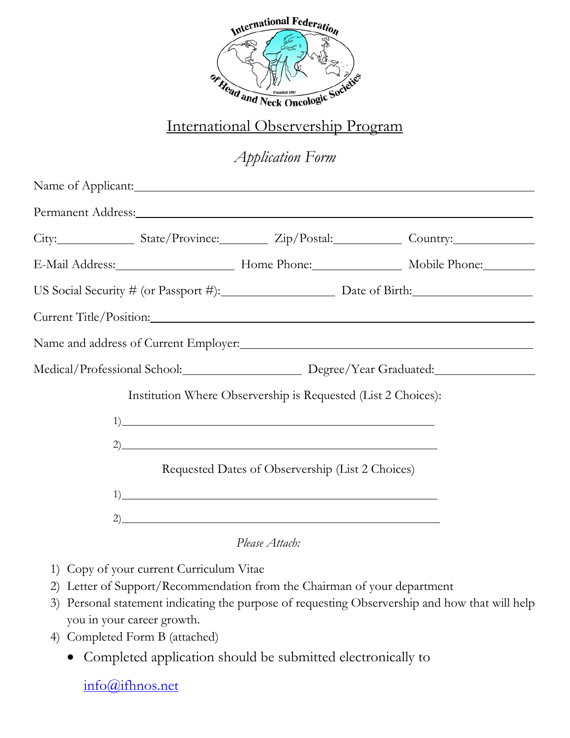International Federation of Head and Neck Oncologic Societies

Founded 1987

# International Observership Program

## *Application Form*

Name of Applicant:\_\_\_\_\_\_\_\_\_\_\_\_\_\_\_\_\_\_\_\_\_\_\_\_\_\_\_\_\_\_\_\_\_\_\_\_\_\_\_\_\_\_\_\_\_\_\_\_

Permanent Address:\_\_\_\_\_\_\_\_\_\_\_\_\_\_\_\_\_\_\_\_\_\_\_\_\_\_\_\_\_\_\_\_\_\_\_\_\_\_\_\_\_\_\_\_\_\_\_\_

City:\_\_\_\_\_\_\_\_\_\_ State/Province:\_\_\_\_\_\_\_\_ Zip/Postal:\_\_\_\_\_\_\_\_\_\_ Country:\_\_\_\_\_\_\_\_\_\_

E-Mail Address:\_\_\_\_\_\_\_\_\_\_\_\_\_\_\_\_ Home Phone:\_\_\_\_\_\_\_\_\_\_\_\_ Mobile Phone:\_\_\_\_\_\_\_\_

US Social Security # (or Passport #):\_\_\_\_\_\_\_\_\_\_\_\_\_\_\_\_ Date of Birth:\_\_\_\_\_\_\_\_\_\_\_\_\_\_\_\_

Current Title/Position:\_\_\_\_\_\_\_\_\_\_\_\_\_\_\_\_\_\_\_\_\_\_\_\_\_\_\_\_\_\_\_\_\_\_\_\_\_\_\_\_\_\_\_\_\_\_\_\_

Name and address of Current Employer:\_\_\_\_\_\_\_\_\_\_\_\_\_\_\_\_\_\_\_\_\_\_\_\_\_\_\_\_\_\_\_\_\_\_\_\_

Medical/Professional School:\_\_\_\_\_\_\_\_\_\_\_\_\_\_\_\_ Degree/Year Graduated:\_\_\_\_\_\_\_\_\_\_\_\_\_\_

Institution Where Observership is Requested (List 2 Choices):

1)\_\_\_\_\_\_\_\_\_\_\_\_\_\_\_\_\_\_\_\_\_\_\_\_\_\_\_\_\_\_\_\_\_\_\_\_\_\_\_\_

2)\_\_\_\_\_\_\_\_\_\_\_\_\_\_\_\_\_\_\_\_\_\_\_\_\_\_\_\_\_\_\_\_\_\_\_\_\_\_\_\_

Requested Dates of Observership (List 2 Choices)

1)\_\_\_\_\_\_\_\_\_\_\_\_\_\_\_\_\_\_\_\_\_\_\_\_\_\_\_\_\_\_\_\_\_\_\_\_\_\_\_\_

2)\_\_\_\_\_\_\_\_\_\_\_\_\_\_\_\_\_\_\_\_\_\_\_\_\_\_\_\_\_\_\_\_\_\_\_\_\_\_\_\_

*Please Attach:*

1) Copy of your current Curriculum Vitae
2) Letter of Support/Recommendation from the Chairman of your department
3) Personal statement indicating the purpose of requesting Observership and how that will help you in your career growth.
4) Completed Form B (attached)

- Completed application should be submitted electronically to

  info@ifhnos.net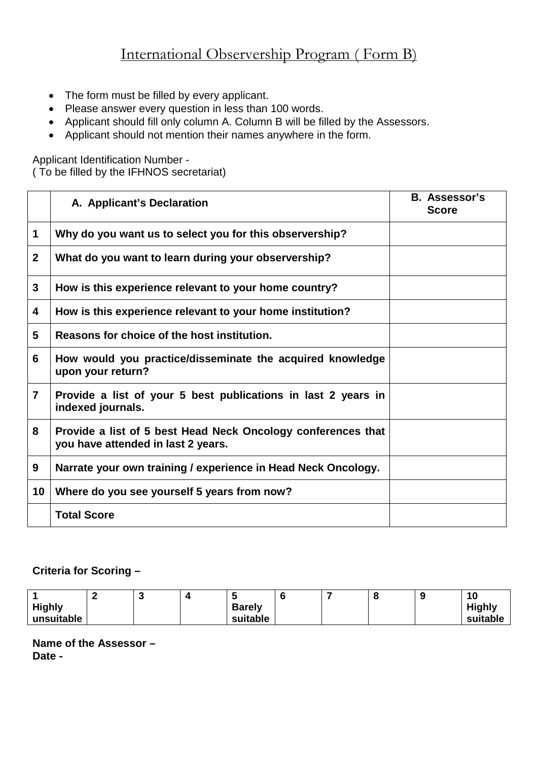# International Observership Program ( Form B)

- The form must be filled by every applicant.
- Please answer every question in less than 100 words.
- Applicant should fill only column A. Column B will be filled by the Assessors.
- Applicant should not mention their names anywhere in the form.

Applicant Identification Number -
( To be filled by the IFHNOS secretariat)

| | **A. Applicant's Declaration** | **B. Assessor's Score** |
|---|---|---|
| **1** | **Why do you want us to select you for this observership?** | |
| **2** | **What do you want to learn during your observership?** | |
| **3** | **How is this experience relevant to your home country?** | |
| **4** | **How is this experience relevant to your home institution?** | |
| **5** | **Reasons for choice of the host institution.** | |
| **6** | **How would you practice/disseminate the acquired knowledge upon your return?** | |
| **7** | **Provide a list of your 5 best publications in last 2 years in indexed journals.** | |
| **8** | **Provide a list of 5 best Head Neck Oncology conferences that you have attended in last 2 years.** | |
| **9** | **Narrate your own training / experience in Head Neck Oncology.** | |
| **10** | **Where do you see yourself 5 years from now?** | |
| | **Total Score** | |

**Criteria for Scoring –**

| | | | | | | | | | |
|---|---|---|---|---|---|---|---|---|---|
| **1 Highly unsuitable** | **2** | **3** | **4** | **5 Barely suitable** | **6** | **7** | **8** | **9** | **10 Highly suitable** |

**Name of the Assessor –**
**Date -**